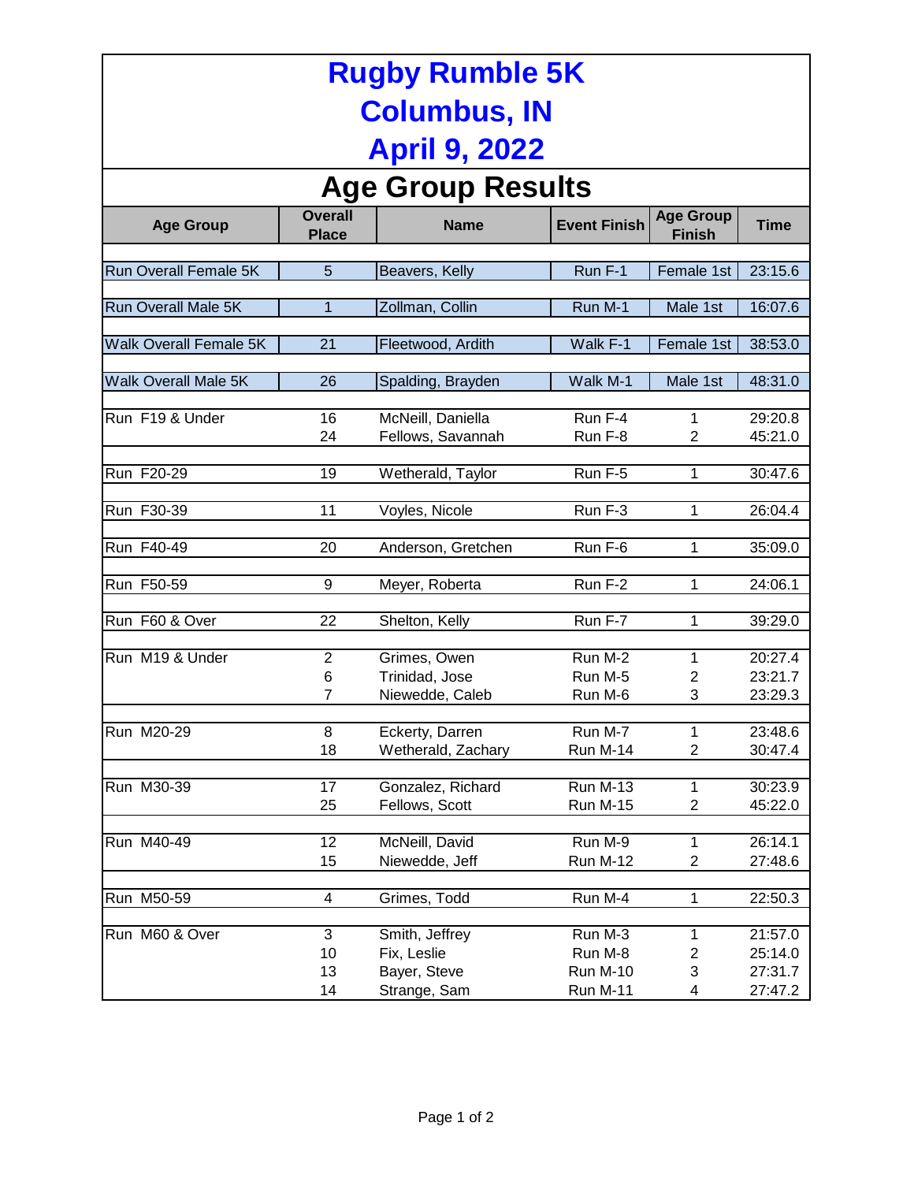# Rugby Rumble 5K
# Columbus, IN
# April 9, 2022

## Age Group Results

| Age Group | Overall Place | Name | Event Finish | Age Group Finish | Time |
|---|---|---|---|---|---|
| Run Overall Female 5K | 5 | Beavers, Kelly | Run F-1 | Female 1st | 23:15.6 |
| Run Overall Male 5K | 1 | Zollman, Collin | Run M-1 | Male 1st | 16:07.6 |
| Walk Overall Female 5K | 21 | Fleetwood, Ardith | Walk F-1 | Female 1st | 38:53.0 |
| Walk Overall Male 5K | 26 | Spalding, Brayden | Walk M-1 | Male 1st | 48:31.0 |
| Run F19 & Under | 16 | McNeill, Daniella | Run F-4 | 1 | 29:20.8 |
| | 24 | Fellows, Savannah | Run F-8 | 2 | 45:21.0 |
| Run F20-29 | 19 | Wetherald, Taylor | Run F-5 | 1 | 30:47.6 |
| Run F30-39 | 11 | Voyles, Nicole | Run F-3 | 1 | 26:04.4 |
| Run F40-49 | 20 | Anderson, Gretchen | Run F-6 | 1 | 35:09.0 |
| Run F50-59 | 9 | Meyer, Roberta | Run F-2 | 1 | 24:06.1 |
| Run F60 & Over | 22 | Shelton, Kelly | Run F-7 | 1 | 39:29.0 |
| Run M19 & Under | 2 | Grimes, Owen | Run M-2 | 1 | 20:27.4 |
| | 6 | Trinidad, Jose | Run M-5 | 2 | 23:21.7 |
| | 7 | Niewedde, Caleb | Run M-6 | 3 | 23:29.3 |
| Run M20-29 | 8 | Eckerty, Darren | Run M-7 | 1 | 23:48.6 |
| | 18 | Wetherald, Zachary | Run M-14 | 2 | 30:47.4 |
| Run M30-39 | 17 | Gonzalez, Richard | Run M-13 | 1 | 30:23.9 |
| | 25 | Fellows, Scott | Run M-15 | 2 | 45:22.0 |
| Run M40-49 | 12 | McNeill, David | Run M-9 | 1 | 26:14.1 |
| | 15 | Niewedde, Jeff | Run M-12 | 2 | 27:48.6 |
| Run M50-59 | 4 | Grimes, Todd | Run M-4 | 1 | 22:50.3 |
| Run M60 & Over | 3 | Smith, Jeffrey | Run M-3 | 1 | 21:57.0 |
| | 10 | Fix, Leslie | Run M-8 | 2 | 25:14.0 |
| | 13 | Bayer, Steve | Run M-10 | 3 | 27:31.7 |
| | 14 | Strange, Sam | Run M-11 | 4 | 27:47.2 |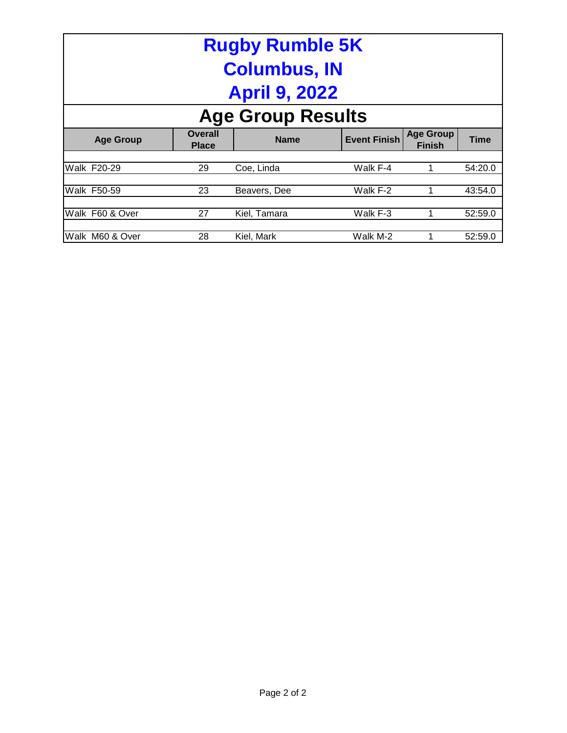# Rugby Rumble 5K
# Columbus, IN
# April 9, 2022

## Age Group Results

| Age Group | Overall Place | Name | Event Finish | Age Group Finish | Time |
|---|---|---|---|---|---|
| Walk F20-29 | 29 | Coe, Linda | Walk F-4 | 1 | 54:20.0 |
| Walk F50-59 | 23 | Beavers, Dee | Walk F-2 | 1 | 43:54.0 |
| Walk F60 & Over | 27 | Kiel, Tamara | Walk F-3 | 1 | 52:59.0 |
| Walk M60 & Over | 28 | Kiel, Mark | Walk M-2 | 1 | 52:59.0 |